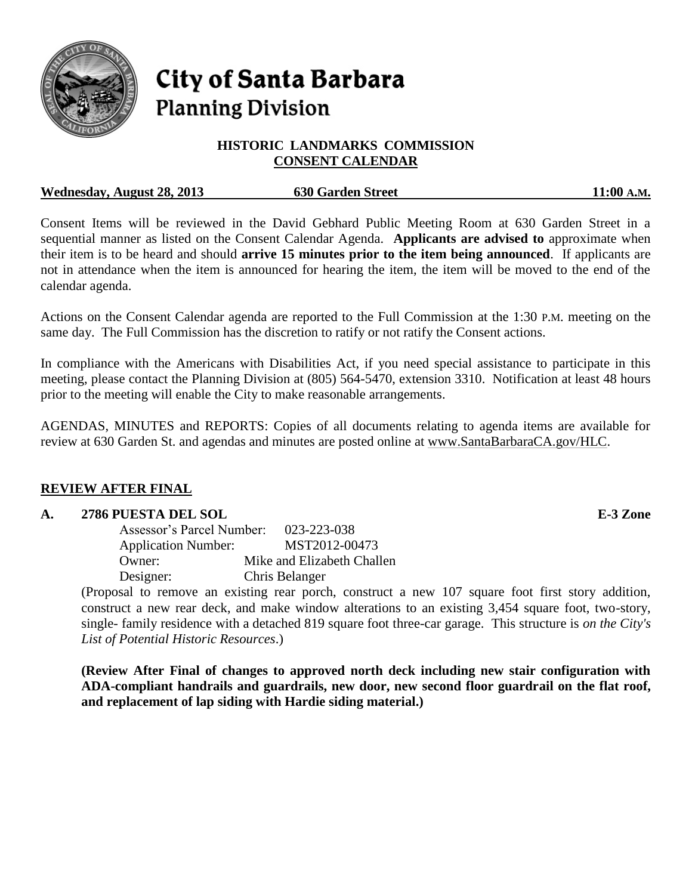# City of Santa Barbara
## Planning Division

**HISTORIC LANDMARKS COMMISSION**
**CONSENT CALENDAR**

**Wednesday, August 28, 2013 | 630 Garden Street | 11:00 A.M.**

Consent Items will be reviewed in the David Gebhard Public Meeting Room at 630 Garden Street in a sequential manner as listed on the Consent Calendar Agenda. **Applicants are advised to** approximate when their item is to be heard and should **arrive 15 minutes prior to the item being announced**. If applicants are not in attendance when the item is announced for hearing the item, the item will be moved to the end of the calendar agenda.

Actions on the Consent Calendar agenda are reported to the Full Commission at the 1:30 P.M. meeting on the same day. The Full Commission has the discretion to ratify or not ratify the Consent actions.

In compliance with the Americans with Disabilities Act, if you need special assistance to participate in this meeting, please contact the Planning Division at (805) 564-5470, extension 3310. Notification at least 48 hours prior to the meeting will enable the City to make reasonable arrangements.

AGENDAS, MINUTES and REPORTS: Copies of all documents relating to agenda items are available for review at 630 Garden St. and agendas and minutes are posted online at www.SantaBarbaraCA.gov/HLC.

## REVIEW AFTER FINAL

### A. 2786 PUESTA DEL SOL — E-3 Zone

Assessor's Parcel Number: 023-223-038
Application Number: MST2012-00473
Owner: Mike and Elizabeth Challen
Designer: Chris Belanger

(Proposal to remove an existing rear porch, construct a new 107 square foot first story addition, construct a new rear deck, and make window alterations to an existing 3,454 square foot, two-story, single- family residence with a detached 819 square foot three-car garage. This structure is *on the City's List of Potential Historic Resources*.)

**(Review After Final of changes to approved north deck including new stair configuration with ADA-compliant handrails and guardrails, new door, new second floor guardrail on the flat roof, and replacement of lap siding with Hardie siding material.)**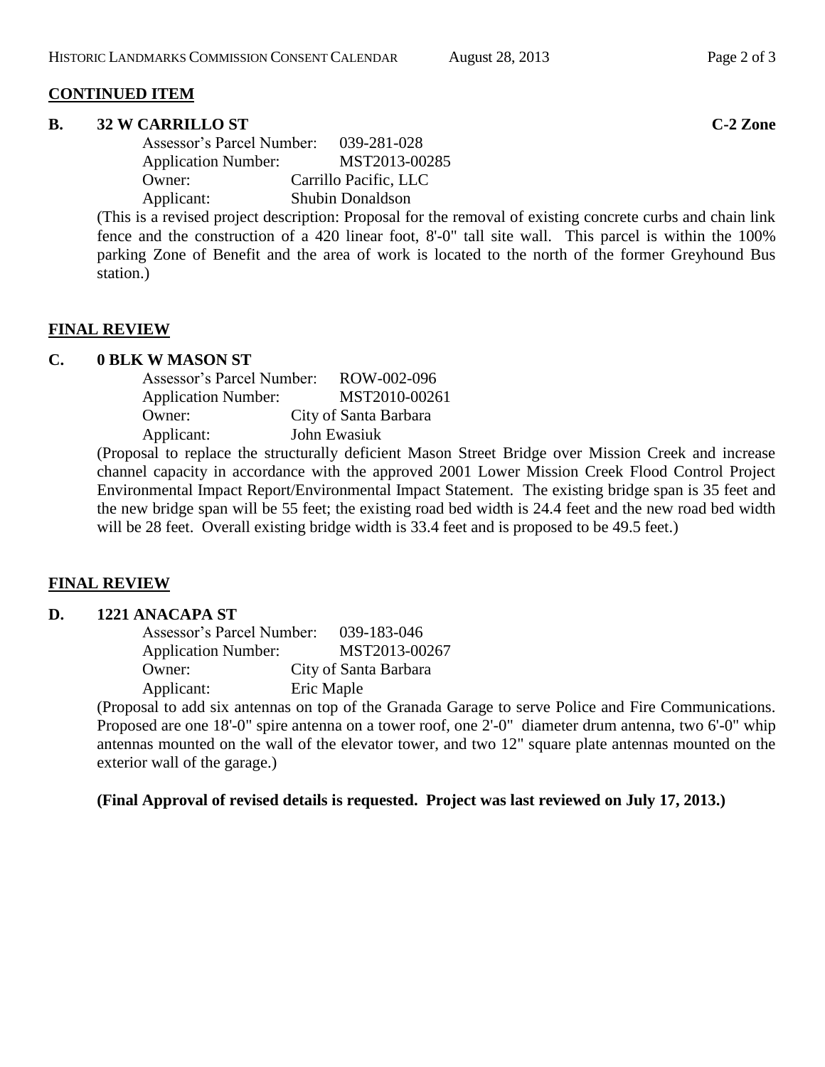## CONTINUED ITEM

### B. 32 W CARRILLO ST — C-2 Zone

Assessor's Parcel Number: 039-281-028
Application Number: MST2013-00285
Owner: Carrillo Pacific, LLC
Applicant: Shubin Donaldson

(This is a revised project description: Proposal for the removal of existing concrete curbs and chain link fence and the construction of a 420 linear foot, 8'-0" tall site wall. This parcel is within the 100% parking Zone of Benefit and the area of work is located to the north of the former Greyhound Bus station.)

## FINAL REVIEW

### C. 0 BLK W MASON ST

Assessor's Parcel Number: ROW-002-096
Application Number: MST2010-00261
Owner: City of Santa Barbara
Applicant: John Ewasiuk

(Proposal to replace the structurally deficient Mason Street Bridge over Mission Creek and increase channel capacity in accordance with the approved 2001 Lower Mission Creek Flood Control Project Environmental Impact Report/Environmental Impact Statement. The existing bridge span is 35 feet and the new bridge span will be 55 feet; the existing road bed width is 24.4 feet and the new road bed width will be 28 feet. Overall existing bridge width is 33.4 feet and is proposed to be 49.5 feet.)

## FINAL REVIEW

### D. 1221 ANACAPA ST

Assessor's Parcel Number: 039-183-046
Application Number: MST2013-00267
Owner: City of Santa Barbara
Applicant: Eric Maple

(Proposal to add six antennas on top of the Granada Garage to serve Police and Fire Communications. Proposed are one 18'-0" spire antenna on a tower roof, one 2'-0" diameter drum antenna, two 6'-0" whip antennas mounted on the wall of the elevator tower, and two 12" square plate antennas mounted on the exterior wall of the garage.)

**(Final Approval of revised details is requested. Project was last reviewed on July 17, 2013.)**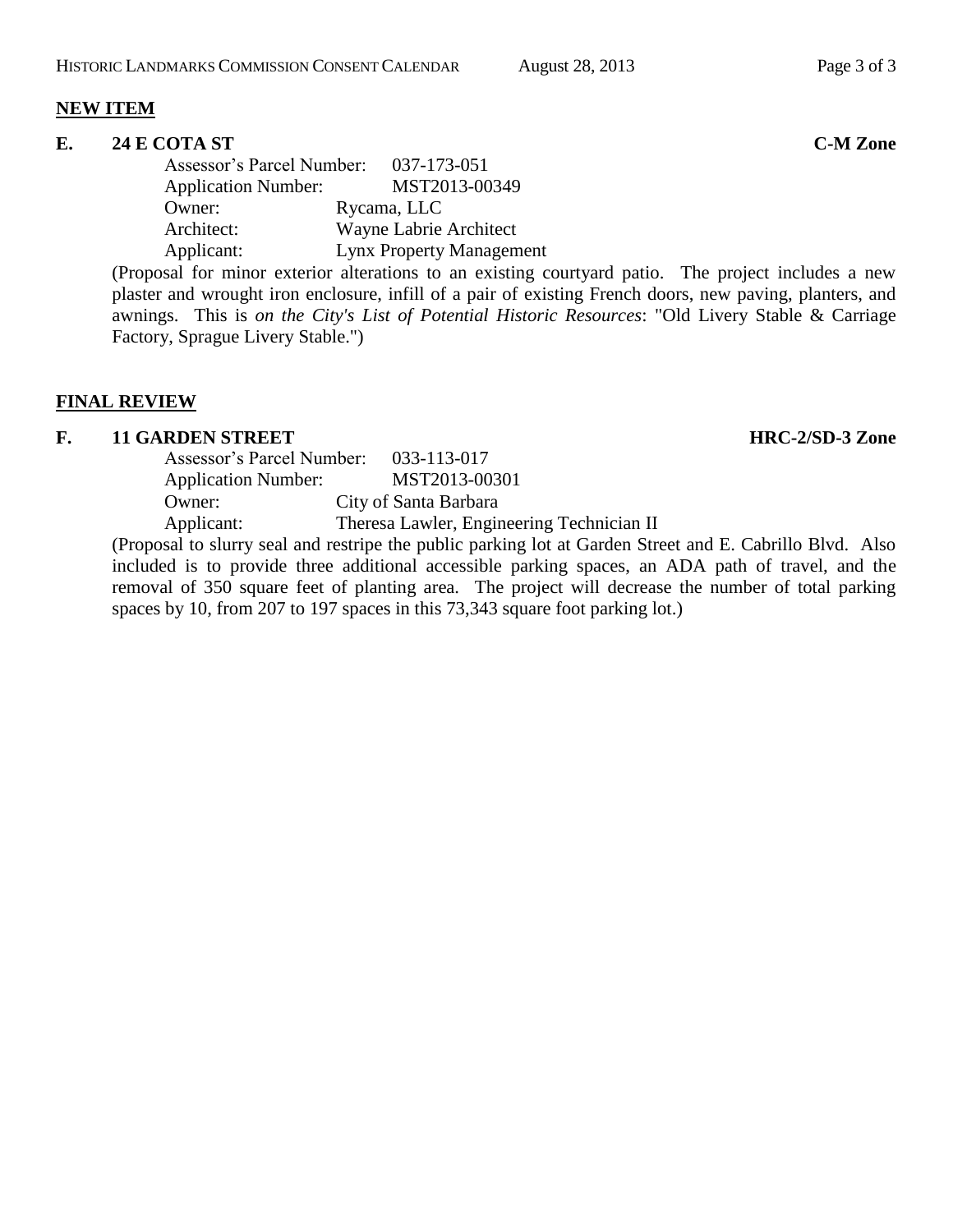## **NEW ITEM**

**E. 24 E COTA ST** **C-M Zone**

Assessor's Parcel Number: 037-173-051
Application Number: MST2013-00349
Owner: Rycama, LLC
Architect: Wayne Labrie Architect
Applicant: Lynx Property Management

(Proposal for minor exterior alterations to an existing courtyard patio. The project includes a new plaster and wrought iron enclosure, infill of a pair of existing French doors, new paving, planters, and awnings. This is *on the City's List of Potential Historic Resources*: "Old Livery Stable & Carriage Factory, Sprague Livery Stable.")

## **FINAL REVIEW**

**F. 11 GARDEN STREET** **HRC-2/SD-3 Zone**

Assessor's Parcel Number: 033-113-017
Application Number: MST2013-00301
Owner: City of Santa Barbara
Applicant: Theresa Lawler, Engineering Technician II

(Proposal to slurry seal and restripe the public parking lot at Garden Street and E. Cabrillo Blvd. Also included is to provide three additional accessible parking spaces, an ADA path of travel, and the removal of 350 square feet of planting area. The project will decrease the number of total parking spaces by 10, from 207 to 197 spaces in this 73,343 square foot parking lot.)